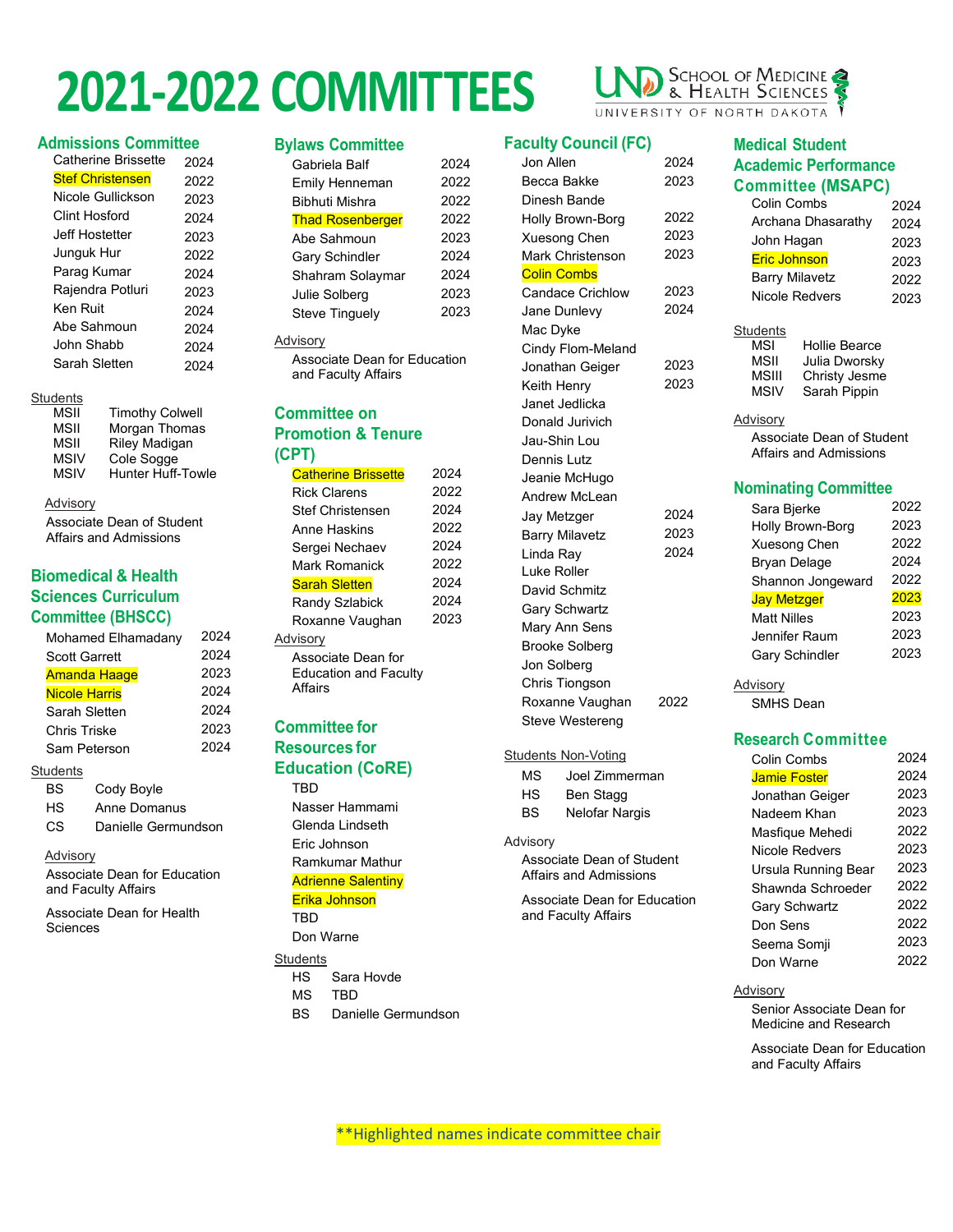# 2021-2022 COMMITTEES

UND School of Medicine & Health Sciences, University of North Dakota

## Admissions Committee

| Name | Term |
|---|---|
| Catherine Brissette | 2024 |
| Stef Christensen | 2022 |
| Nicole Gullickson | 2023 |
| Clint Hosford | 2024 |
| Jeff Hostetter | 2023 |
| Junguk Hur | 2022 |
| Parag Kumar | 2024 |
| Rajendra Potluri | 2023 |
| Ken Ruit | 2024 |
| Abe Sahmoun | 2024 |
| John Shabb | 2024 |
| Sarah Sletten | 2024 |

Students

| Year | Name |
|---|---|
| MSII | Timothy Colwell |
| MSII | Morgan Thomas |
| MSII | Riley Madigan |
| MSIV | Cole Sogge |
| MSIV | Hunter Huff-Towle |

Advisory

Associate Dean of Student Affairs and Admissions

## Biomedical & Health Sciences Curriculum Committee (BHSCC)

| Name | Term |
|---|---|
| Mohamed Elhamadany | 2024 |
| Scott Garrett | 2024 |
| Amanda Haage | 2023 |
| Nicole Harris | 2024 |
| Sarah Sletten | 2024 |
| Chris Triske | 2023 |
| Sam Peterson | 2024 |

Students

| Program | Name |
|---|---|
| BS | Cody Boyle |
| HS | Anne Domanus |
| CS | Danielle Germundson |

Advisory

Associate Dean for Education and Faculty Affairs

Associate Dean for Health Sciences

## Bylaws Committee

| Name | Term |
|---|---|
| Gabriela Balf | 2024 |
| Emily Henneman | 2022 |
| Bibhuti Mishra | 2022 |
| Thad Rosenberger | 2022 |
| Abe Sahmoun | 2023 |
| Gary Schindler | 2024 |
| Shahram Solaymar | 2024 |
| Julie Solberg | 2023 |
| Steve Tinguely | 2023 |

Advisory

Associate Dean for Education and Faculty Affairs

## Committee on Promotion & Tenure (CPT)

| Name | Term |
|---|---|
| Catherine Brissette | 2024 |
| Rick Clarens | 2022 |
| Stef Christensen | 2024 |
| Anne Haskins | 2022 |
| Sergei Nechaev | 2024 |
| Mark Romanick | 2022 |
| Sarah Sletten | 2024 |
| Randy Szlabick | 2024 |
| Roxanne Vaughan | 2023 |

Advisory

Associate Dean for Education and Faculty Affairs

## Committee for Resources for Education (CoRE)

- TBD
- Nasser Hammami
- Glenda Lindseth
- Eric Johnson
- Ramkumar Mathur
- Adrienne Salentiny
- Erika Johnson
- TBD
- Don Warne

Students

| Program | Name |
|---|---|
| HS | Sara Hovde |
| MS | TBD |
| BS | Danielle Germundson |

## Faculty Council (FC)

| Name | Term |
|---|---|
| Jon Allen | 2024 |
| Becca Bakke | 2023 |
| Dinesh Bande | |
| Holly Brown-Borg | 2022 |
| Xuesong Chen | 2023 |
| Mark Christenson | 2023 |
| Colin Combs | |
| Candace Crichlow | 2023 |
| Jane Dunlevy | 2024 |
| Mac Dyke | |
| Cindy Flom-Meland | |
| Jonathan Geiger | 2023 |
| Keith Henry | 2023 |
| Janet Jedlicka | |
| Donald Jurivich | |
| Jau-Shin Lou | |
| Dennis Lutz | |
| Jeanie McHugo | |
| Andrew McLean | |
| Jay Metzger | 2024 |
| Barry Milavetz | 2023 |
| Linda Ray | 2024 |
| Luke Roller | |
| David Schmitz | |
| Gary Schwartz | |
| Mary Ann Sens | |
| Brooke Solberg | |
| Jon Solberg | |
| Chris Tiongson | |
| Roxanne Vaughan | 2022 |
| Steve Westereng | |

Students Non-Voting

| Program | Name |
|---|---|
| MS | Joel Zimmerman |
| HS | Ben Stagg |
| BS | Nelofar Nargis |

Advisory

Associate Dean of Student Affairs and Admissions

Associate Dean for Education and Faculty Affairs

## Medical Student Academic Performance Committee (MSAPC)

| Name | Term |
|---|---|
| Colin Combs | 2024 |
| Archana Dhasarathy | 2024 |
| John Hagan | 2023 |
| Eric Johnson | 2023 |
| Barry Milavetz | 2022 |
| Nicole Redvers | 2023 |

Students

| Year | Name |
|---|---|
| MSI | Hollie Bearce |
| MSII | Julia Dworsky |
| MSIII | Christy Jesme |
| MSIV | Sarah Pippin |

Advisory

Associate Dean of Student Affairs and Admissions

## Nominating Committee

| Name | Term |
|---|---|
| Sara Bjerke | 2022 |
| Holly Brown-Borg | 2023 |
| Xuesong Chen | 2022 |
| Bryan Delage | 2024 |
| Shannon Jongeward | 2022 |
| Jay Metzger | 2023 |
| Matt Nilles | 2023 |
| Jennifer Raum | 2023 |
| Gary Schindler | 2023 |

Advisory

SMHS Dean

## Research Committee

| Name | Term |
|---|---|
| Colin Combs | 2024 |
| Jamie Foster | 2024 |
| Jonathan Geiger | 2023 |
| Nadeem Khan | 2023 |
| Masfique Mehedi | 2022 |
| Nicole Redvers | 2023 |
| Ursula Running Bear | 2023 |
| Shawnda Schroeder | 2022 |
| Gary Schwartz | 2022 |
| Don Sens | 2022 |
| Seema Somji | 2023 |
| Don Warne | 2022 |

Advisory

Senior Associate Dean for Medicine and Research

Associate Dean for Education and Faculty Affairs

**Highlighted names indicate committee chair: Stef Christensen (Admissions Committee), Amanda Haage and Nicole Harris (BHSCC), Thad Rosenberger (Bylaws Committee), Catherine Brissette and Sarah Sletten (CPT), Adrienne Salentiny and Erika Johnson (CoRE), Colin Combs (Faculty Council), Eric Johnson (MSAPC), Jay Metzger (Nominating Committee), Jamie Foster (Research Committee).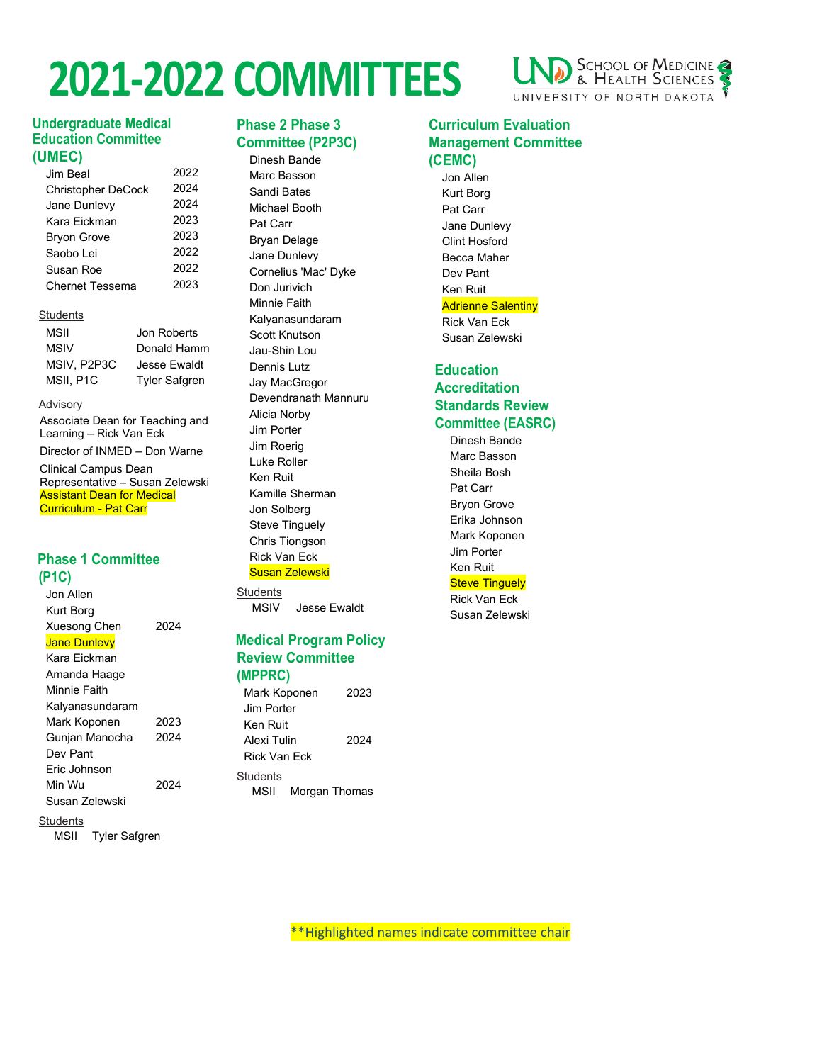# 2021-2022 COMMITTEES

## Undergraduate Medical Education Committee (UMEC)

| | |
|---|---|
| Jim Beal | 2022 |
| Christopher DeCock | 2024 |
| Jane Dunlevy | 2024 |
| Kara Eickman | 2023 |
| Bryon Grove | 2023 |
| Saobo Lei | 2022 |
| Susan Roe | 2022 |
| Chernet Tessema | 2023 |

Students

| | |
|---|---|
| MSII | Jon Roberts |
| MSIV | Donald Hamm |
| MSIV, P2P3C | Jesse Ewaldt |
| MSII, P1C | Tyler Safgren |

Advisory

Associate Dean for Teaching and Learning – Rick Van Eck

Director of INMED – Don Warne

Clinical Campus Dean Representative – Susan Zelewski

Assistant Dean for Medical Curriculum - Pat Carr

## Phase 1 Committee (P1C)

| | |
|---|---|
| Jon Allen | |
| Kurt Borg | |
| Xuesong Chen | 2024 |
| Jane Dunlevy | |
| Kara Eickman | |
| Amanda Haage | |
| Minnie Faith Kalyanasundaram | |
| Mark Koponen | 2023 |
| Gunjan Manocha | 2024 |
| Dev Pant | |
| Eric Johnson | |
| Min Wu | 2024 |
| Susan Zelewski | |

Students

MSII Tyler Safgren

## Phase 2 Phase 3 Committee (P2P3C)

Dinesh Bande
Marc Basson
Sandi Bates
Michael Booth
Pat Carr
Bryan Delage
Jane Dunlevy
Cornelius 'Mac' Dyke
Don Jurivich
Minnie Faith Kalyanasundaram
Scott Knutson
Jau-Shin Lou
Dennis Lutz
Jay MacGregor
Devendranath Mannuru
Alicia Norby
Jim Porter
Jim Roerig
Luke Roller
Ken Ruit
Kamille Sherman
Jon Solberg
Steve Tinguely
Chris Tiongson
Rick Van Eck
Susan Zelewski

Students

MSIV Jesse Ewaldt

## Medical Program Policy Review Committee (MPPRC)

| | |
|---|---|
| Mark Koponen | 2023 |
| Jim Porter | |
| Ken Ruit | |
| Alexi Tulin | 2024 |
| Rick Van Eck | |

Students

MSII Morgan Thomas

## Curriculum Evaluation Management Committee (CEMC)

Jon Allen
Kurt Borg
Pat Carr
Jane Dunlevy
Clint Hosford
Becca Maher
Dev Pant
Ken Ruit
Adrienne Salentiny
Rick Van Eck
Susan Zelewski

## Education Accreditation Standards Review Committee (EASRC)

Dinesh Bande
Marc Basson
Sheila Bosh
Pat Carr
Bryon Grove
Erika Johnson
Mark Koponen
Jim Porter
Ken Ruit
Steve Tinguely
Rick Van Eck
Susan Zelewski

**Highlighted names indicate committee chair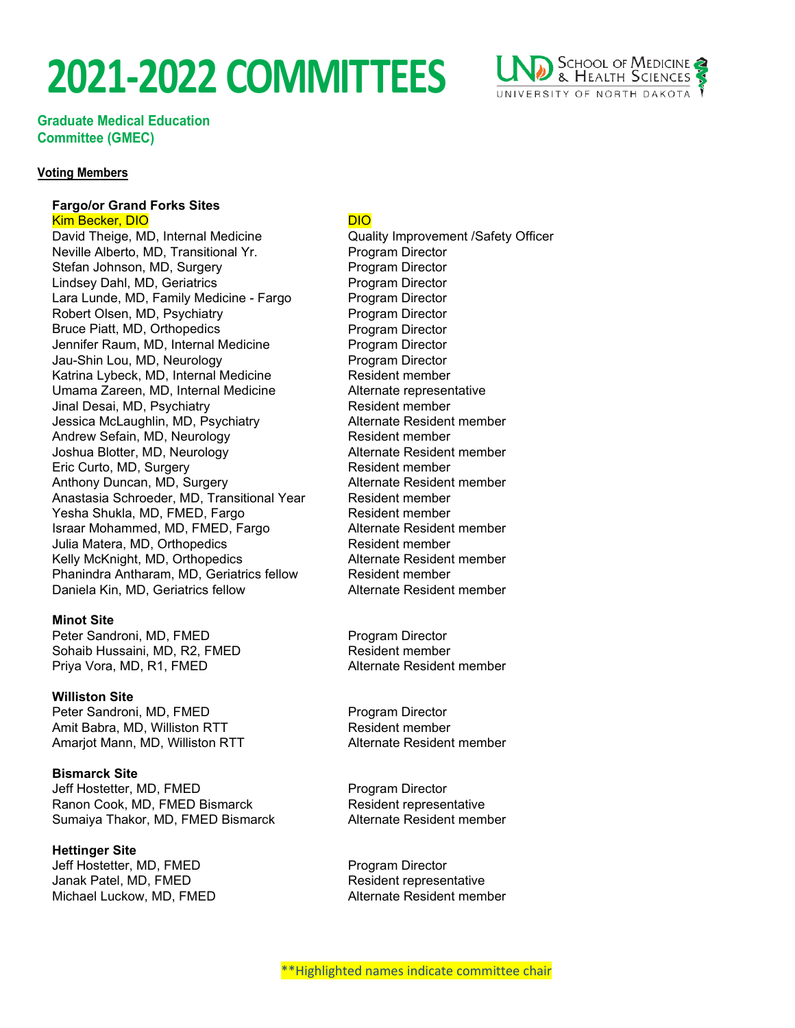# 2021-2022 COMMITTEES

## Graduate Medical Education Committee (GMEC)

**Voting Members**

**Fargo/or Grand Forks Sites**

| Name | Role |
|---|---|
| Kim Becker, DIO | DIO |
| David Theige, MD, Internal Medicine | Quality Improvement /Safety Officer |
| Neville Alberto, MD, Transitional Yr. | Program Director |
| Stefan Johnson, MD, Surgery | Program Director |
| Lindsey Dahl, MD, Geriatrics | Program Director |
| Lara Lunde, MD, Family Medicine - Fargo | Program Director |
| Robert Olsen, MD, Psychiatry | Program Director |
| Bruce Piatt, MD, Orthopedics | Program Director |
| Jennifer Raum, MD, Internal Medicine | Program Director |
| Jau-Shin Lou, MD, Neurology | Program Director |
| Katrina Lybeck, MD, Internal Medicine | Resident member |
| Umama Zareen, MD, Internal Medicine | Alternate representative |
| Jinal Desai, MD, Psychiatry | Resident member |
| Jessica McLaughlin, MD, Psychiatry | Alternate Resident member |
| Andrew Sefain, MD, Neurology | Resident member |
| Joshua Blotter, MD, Neurology | Alternate Resident member |
| Eric Curto, MD, Surgery | Resident member |
| Anthony Duncan, MD, Surgery | Alternate Resident member |
| Anastasia Schroeder, MD, Transitional Year | Resident member |
| Yesha Shukla, MD, FMED, Fargo | Resident member |
| Israar Mohammed, MD, FMED, Fargo | Alternate Resident member |
| Julia Matera, MD, Orthopedics | Resident member |
| Kelly McKnight, MD, Orthopedics | Alternate Resident member |
| Phanindra Antharam, MD, Geriatrics fellow | Resident member |
| Daniela Kin, MD, Geriatrics fellow | Alternate Resident member |

**Minot Site**

| Name | Role |
|---|---|
| Peter Sandroni, MD, FMED | Program Director |
| Sohaib Hussaini, MD, R2, FMED | Resident member |
| Priya Vora, MD, R1, FMED | Alternate Resident member |

**Williston Site**

| Name | Role |
|---|---|
| Peter Sandroni, MD, FMED | Program Director |
| Amit Babra, MD, Williston RTT | Resident member |
| Amarjot Mann, MD, Williston RTT | Alternate Resident member |

**Bismarck Site**

| Name | Role |
|---|---|
| Jeff Hostetter, MD, FMED | Program Director |
| Ranon Cook, MD, FMED Bismarck | Resident representative |
| Sumaiya Thakor, MD, FMED Bismarck | Alternate Resident member |

**Hettinger Site**

| Name | Role |
|---|---|
| Jeff Hostetter, MD, FMED | Program Director |
| Janak Patel, MD, FMED | Resident representative |
| Michael Luckow, MD, FMED | Alternate Resident member |

**Highlighted names indicate committee chair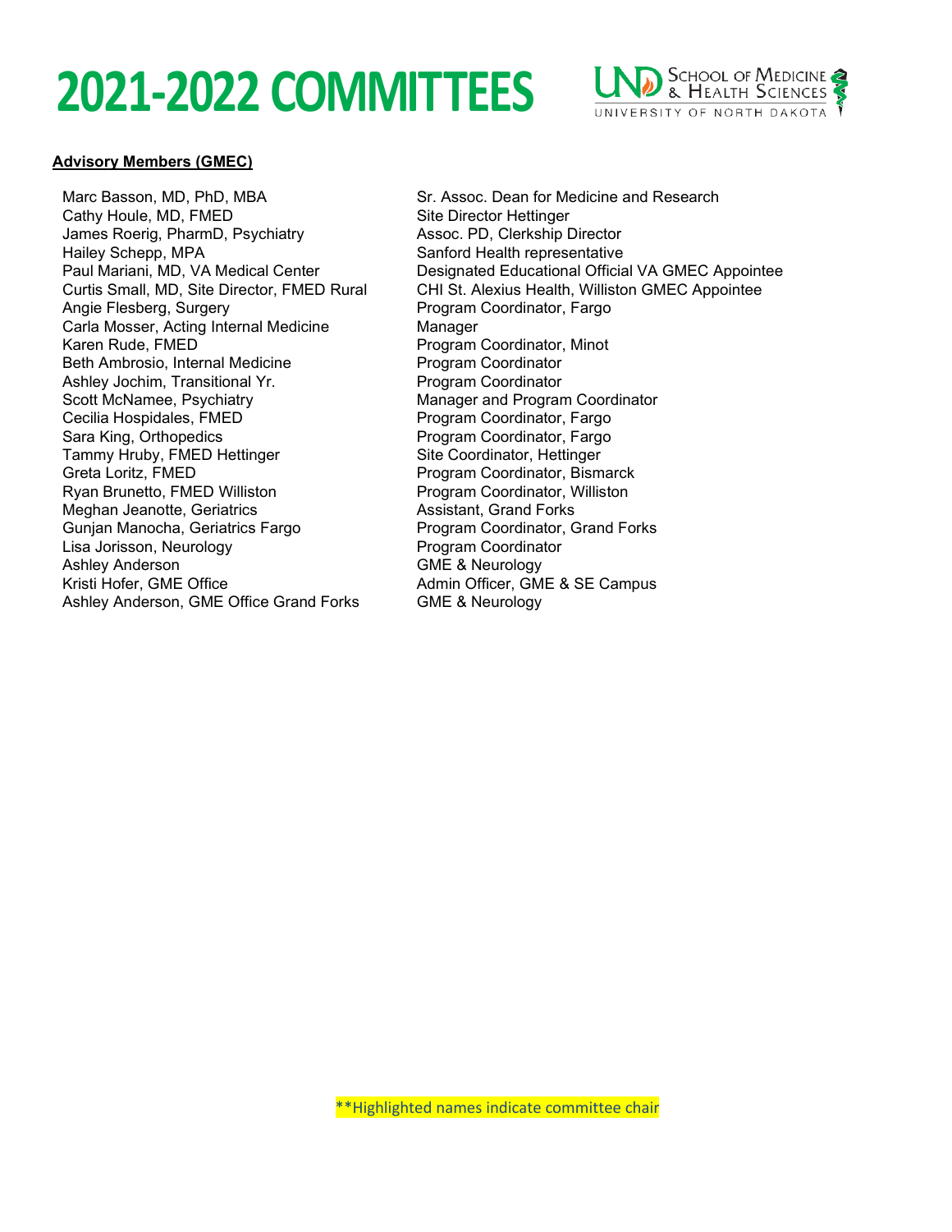# 2021-2022 COMMITTEES

UND School of Medicine & Health Sciences
UNIVERSITY OF NORTH DAKOTA

**Advisory Members (GMEC)**

| | |
|---|---|
| Marc Basson, MD, PhD, MBA | Sr. Assoc. Dean for Medicine and Research |
| Cathy Houle, MD, FMED | Site Director Hettinger |
| James Roerig, PharmD, Psychiatry | Assoc. PD, Clerkship Director |
| Hailey Schepp, MPA | Sanford Health representative |
| Paul Mariani, MD, VA Medical Center | Designated Educational Official VA GMEC Appointee |
| Curtis Small, MD, Site Director, FMED Rural | CHI St. Alexius Health, Williston GMEC Appointee |
| Angie Flesberg, Surgery | Program Coordinator, Fargo |
| Carla Mosser, Acting Internal Medicine | Manager |
| Karen Rude, FMED | Program Coordinator, Minot |
| Beth Ambrosio, Internal Medicine | Program Coordinator |
| Ashley Jochim, Transitional Yr. | Program Coordinator |
| Scott McNamee, Psychiatry | Manager and Program Coordinator |
| Cecilia Hospidales, FMED | Program Coordinator, Fargo |
| Sara King, Orthopedics | Program Coordinator, Fargo |
| Tammy Hruby, FMED Hettinger | Site Coordinator, Hettinger |
| Greta Loritz, FMED | Program Coordinator, Bismarck |
| Ryan Brunetto, FMED Williston | Program Coordinator, Williston |
| Meghan Jeanotte, Geriatrics | Assistant, Grand Forks |
| Gunjan Manocha, Geriatrics Fargo | Program Coordinator, Grand Forks |
| Lisa Jorisson, Neurology | Program Coordinator |
| Ashley Anderson | GME & Neurology |
| Kristi Hofer, GME Office | Admin Officer, GME & SE Campus |
| Ashley Anderson, GME Office Grand Forks | GME & Neurology |

**Highlighted names indicate committee chair